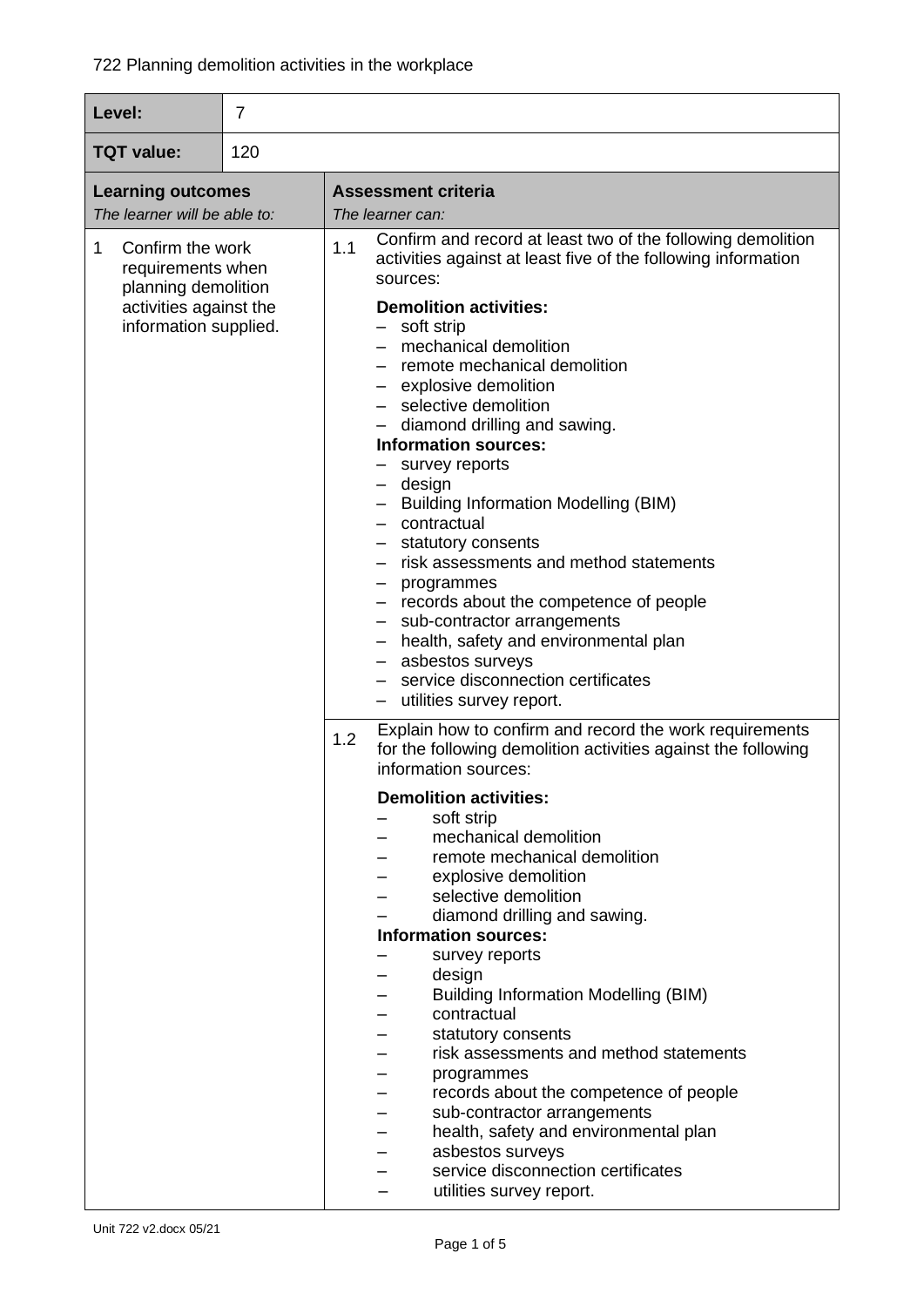722 Planning demolition activities in the workplace

| **Level:** | 7 |
|---|---|
| **TQT value:** | 120 |

| **Learning outcomes**<br>*The learner will be able to:* | | **Assessment criteria**<br>*The learner can:* |
|---|---|---|
| 1 Confirm the work requirements when planning demolition activities against the information supplied. | 1.1 | Confirm and record at least two of the following demolition activities against at least five of the following information sources:<br><br>**Demolition activities:**<br>– soft strip<br>– mechanical demolition<br>– remote mechanical demolition<br>– explosive demolition<br>– selective demolition<br>– diamond drilling and sawing.<br>**Information sources:**<br>– survey reports<br>– design<br>– Building Information Modelling (BIM)<br>– contractual<br>– statutory consents<br>– risk assessments and method statements<br>– programmes<br>– records about the competence of people<br>– sub-contractor arrangements<br>– health, safety and environmental plan<br>– asbestos surveys<br>– service disconnection certificates<br>– utilities survey report. |
| | 1.2 | Explain how to confirm and record the work requirements for the following demolition activities against the following information sources:<br><br>**Demolition activities:**<br>– soft strip<br>– mechanical demolition<br>– remote mechanical demolition<br>– explosive demolition<br>– selective demolition<br>– diamond drilling and sawing.<br>**Information sources:**<br>– survey reports<br>– design<br>– Building Information Modelling (BIM)<br>– contractual<br>– statutory consents<br>– risk assessments and method statements<br>– programmes<br>– records about the competence of people<br>– sub-contractor arrangements<br>– health, safety and environmental plan<br>– asbestos surveys<br>– service disconnection certificates<br>– utilities survey report. |

Unit 722 v2.docx 05/21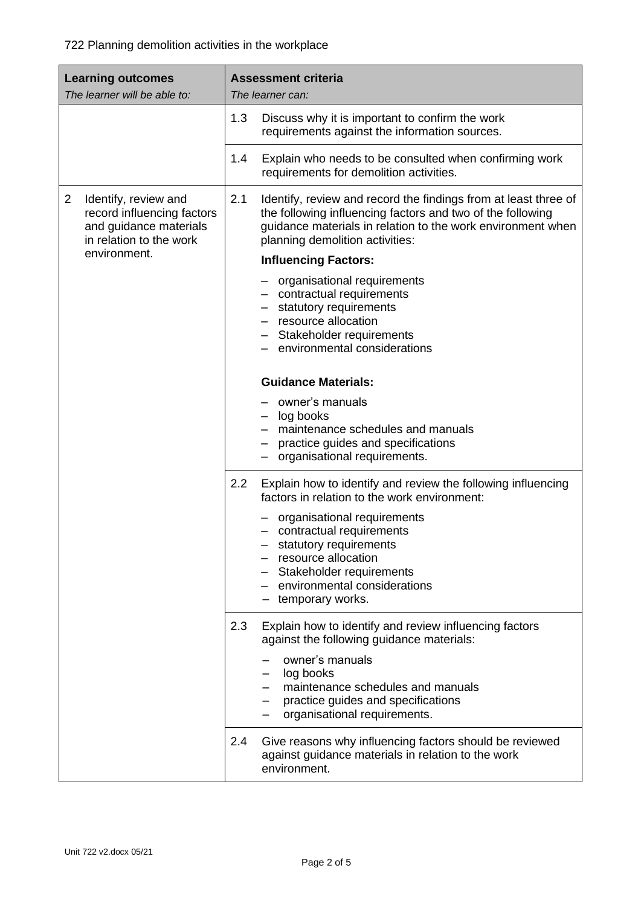722 Planning demolition activities in the workplace

| **Learning outcomes**<br>*The learner will be able to:* | **Assessment criteria**<br>*The learner can:* |
|---|---|
| | 1.3 Discuss why it is important to confirm the work requirements against the information sources. |
| | 1.4 Explain who needs to be consulted when confirming work requirements for demolition activities. |
| 2 Identify, review and record influencing factors and guidance materials in relation to the work environment. | 2.1 Identify, review and record the findings from at least three of the following influencing factors and two of the following guidance materials in relation to the work environment when planning demolition activities:<br>**Influencing Factors:**<br>– organisational requirements<br>– contractual requirements<br>– statutory requirements<br>– resource allocation<br>– Stakeholder requirements<br>– environmental considerations<br><br>**Guidance Materials:**<br>– owner's manuals<br>– log books<br>– maintenance schedules and manuals<br>– practice guides and specifications<br>– organisational requirements. |
| | 2.2 Explain how to identify and review the following influencing factors in relation to the work environment:<br>– organisational requirements<br>– contractual requirements<br>– statutory requirements<br>– resource allocation<br>– Stakeholder requirements<br>– environmental considerations<br>– temporary works. |
| | 2.3 Explain how to identify and review influencing factors against the following guidance materials:<br>– owner's manuals<br>– log books<br>– maintenance schedules and manuals<br>– practice guides and specifications<br>– organisational requirements. |
| | 2.4 Give reasons why influencing factors should be reviewed against guidance materials in relation to the work environment. |

Unit 722 v2.docx 05/21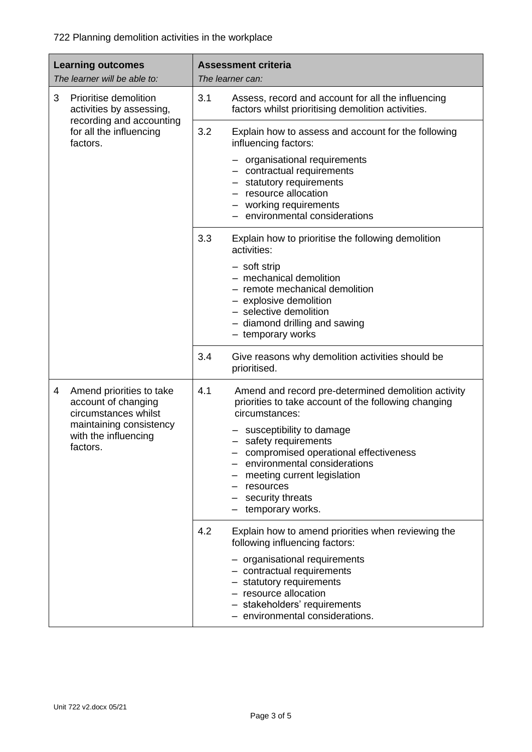722 Planning demolition activities in the workplace

| **Learning outcomes**<br>*The learner will be able to:* | **Assessment criteria**<br>*The learner can:* | |
|---|---|---|
| 3 Prioritise demolition activities by assessing, recording and accounting for all the influencing factors. | 3.1 | Assess, record and account for all the influencing factors whilst prioritising demolition activities. |
| | 3.2 | Explain how to assess and account for the following influencing factors:<br>– organisational requirements<br>– contractual requirements<br>– statutory requirements<br>– resource allocation<br>– working requirements<br>– environmental considerations |
| | 3.3 | Explain how to prioritise the following demolition activities:<br>– soft strip<br>– mechanical demolition<br>– remote mechanical demolition<br>– explosive demolition<br>– selective demolition<br>– diamond drilling and sawing<br>– temporary works |
| | 3.4 | Give reasons why demolition activities should be prioritised. |
| 4 Amend priorities to take account of changing circumstances whilst maintaining consistency with the influencing factors. | 4.1 | Amend and record pre-determined demolition activity priorities to take account of the following changing circumstances:<br>– susceptibility to damage<br>– safety requirements<br>– compromised operational effectiveness<br>– environmental considerations<br>– meeting current legislation<br>– resources<br>– security threats<br>– temporary works. |
| | 4.2 | Explain how to amend priorities when reviewing the following influencing factors:<br>– organisational requirements<br>– contractual requirements<br>– statutory requirements<br>– resource allocation<br>– stakeholders' requirements<br>– environmental considerations. |

Unit 722 v2.docx 05/21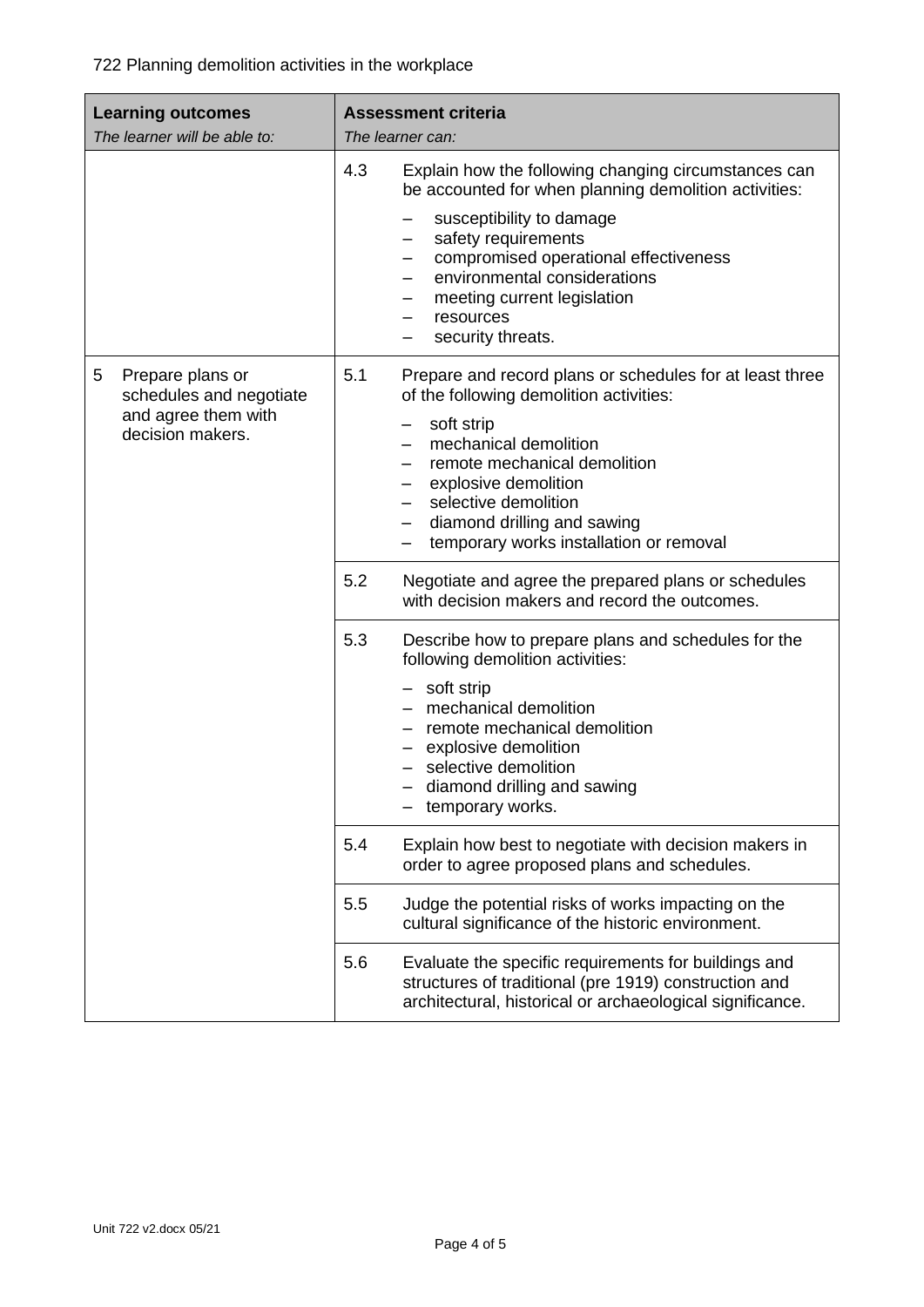722 Planning demolition activities in the workplace

| **Learning outcomes** *The learner will be able to:* | **Assessment criteria** *The learner can:* |
|---|---|
| | 4.3 Explain how the following changing circumstances can be accounted for when planning demolition activities:<br>– susceptibility to damage<br>– safety requirements<br>– compromised operational effectiveness<br>– environmental considerations<br>– meeting current legislation<br>– resources<br>– security threats. |
| 5 Prepare plans or schedules and negotiate and agree them with decision makers. | 5.1 Prepare and record plans or schedules for at least three of the following demolition activities:<br>– soft strip<br>– mechanical demolition<br>– remote mechanical demolition<br>– explosive demolition<br>– selective demolition<br>– diamond drilling and sawing<br>– temporary works installation or removal |
| | 5.2 Negotiate and agree the prepared plans or schedules with decision makers and record the outcomes. |
| | 5.3 Describe how to prepare plans and schedules for the following demolition activities:<br>– soft strip<br>– mechanical demolition<br>– remote mechanical demolition<br>– explosive demolition<br>– selective demolition<br>– diamond drilling and sawing<br>– temporary works. |
| | 5.4 Explain how best to negotiate with decision makers in order to agree proposed plans and schedules. |
| | 5.5 Judge the potential risks of works impacting on the cultural significance of the historic environment. |
| | 5.6 Evaluate the specific requirements for buildings and structures of traditional (pre 1919) construction and architectural, historical or archaeological significance. |

Unit 722 v2.docx 05/21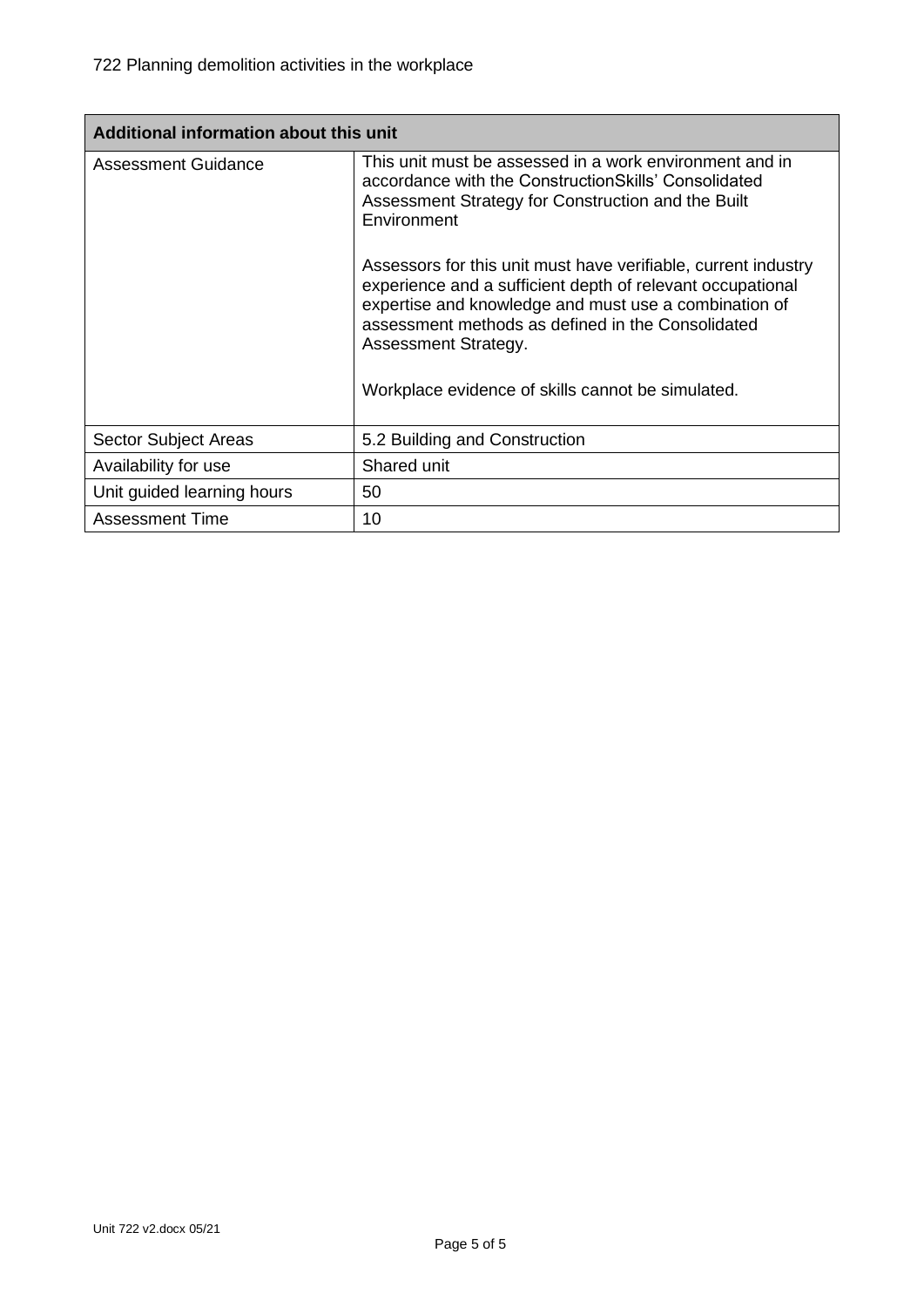| Additional information about this unit | |
|---|---|
| Assessment Guidance | This unit must be assessed in a work environment and in accordance with the ConstructionSkills' Consolidated Assessment Strategy for Construction and the Built Environment<br><br>Assessors for this unit must have verifiable, current industry experience and a sufficient depth of relevant occupational expertise and knowledge and must use a combination of assessment methods as defined in the Consolidated Assessment Strategy.<br><br>Workplace evidence of skills cannot be simulated. |
| Sector Subject Areas | 5.2 Building and Construction |
| Availability for use | Shared unit |
| Unit guided learning hours | 50 |
| Assessment Time | 10 |